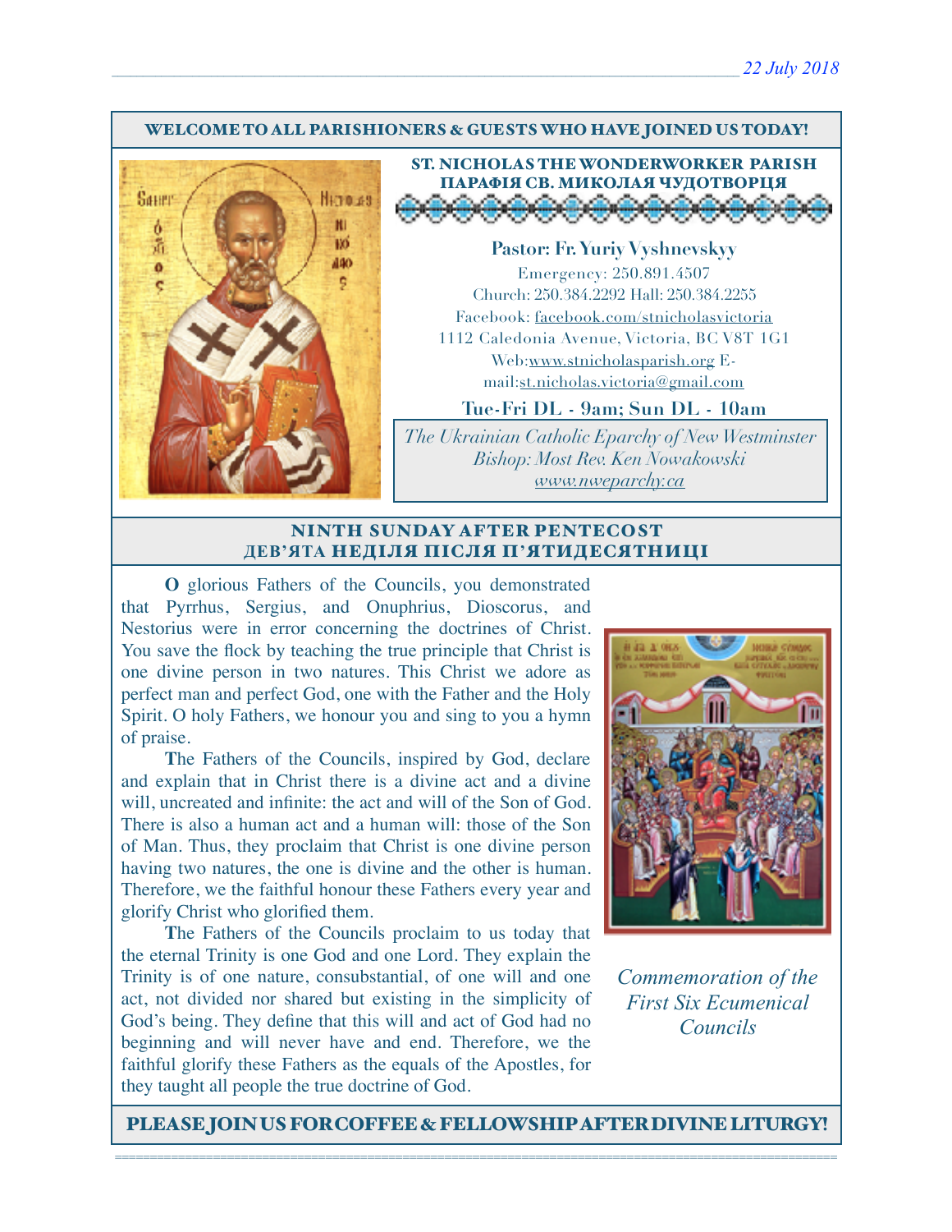22 July 2018

**WELCOME TO ALL PARISHIONERS & GUESTS WHO HAVE JOINED US TODAY!**

## ST. NICHOLAS THE WONDERWORKER PARISH
## ПАРАФІЯ СВ. МИКОЛАЯ ЧУДОТВОРЦЯ

**Pastor: Fr. Yuriy Vyshnevskyy**

Emergency: 250.891.4507
Church: 250.384.2292 Hall: 250.384.2255
Facebook: facebook.com/stnicholasvictoria
1112 Caledonia Avenue, Victoria, BC V8T 1G1
Web:www.stnicholasparish.org E-mail:st.nicholas.victoria@gmail.com

**Tue-Fri DL - 9am; Sun DL - 10am**

*The Ukrainian Catholic Eparchy of New Westminster*
*Bishop: Most Rev. Ken Nowakowski*
*www.nweparchy.ca*

## NINTH SUNDAY AFTER PENTECOST
## ДЕВ'ЯТА НЕДІЛЯ ПІСЛЯ П'ЯТИДЕСЯТНИЦІ

**O** glorious Fathers of the Councils, you demonstrated that Pyrrhus, Sergius, and Onuphrius, Dioscorus, and Nestorius were in error concerning the doctrines of Christ. You save the flock by teaching the true principle that Christ is one divine person in two natures. This Christ we adore as perfect man and perfect God, one with the Father and the Holy Spirit. O holy Fathers, we honour you and sing to you a hymn of praise.

**T**he Fathers of the Councils, inspired by God, declare and explain that in Christ there is a divine act and a divine will, uncreated and infinite: the act and will of the Son of God. There is also a human act and a human will: those of the Son of Man. Thus, they proclaim that Christ is one divine person having two natures, the one is divine and the other is human. Therefore, we the faithful honour these Fathers every year and glorify Christ who glorified them.

**T**he Fathers of the Councils proclaim to us today that the eternal Trinity is one God and one Lord. They explain the Trinity is of one nature, consubstantial, of one will and one act, not divided nor shared but existing in the simplicity of God's being. They define that this will and act of God had no beginning and will never have and end. Therefore, we the faithful glorify these Fathers as the equals of the Apostles, for they taught all people the true doctrine of God.

*Commemoration of the First Six Ecumenical Councils*

**PLEASE JOIN US FOR COFFEE & FELLOWSHIP AFTER DIVINE LITURGY!**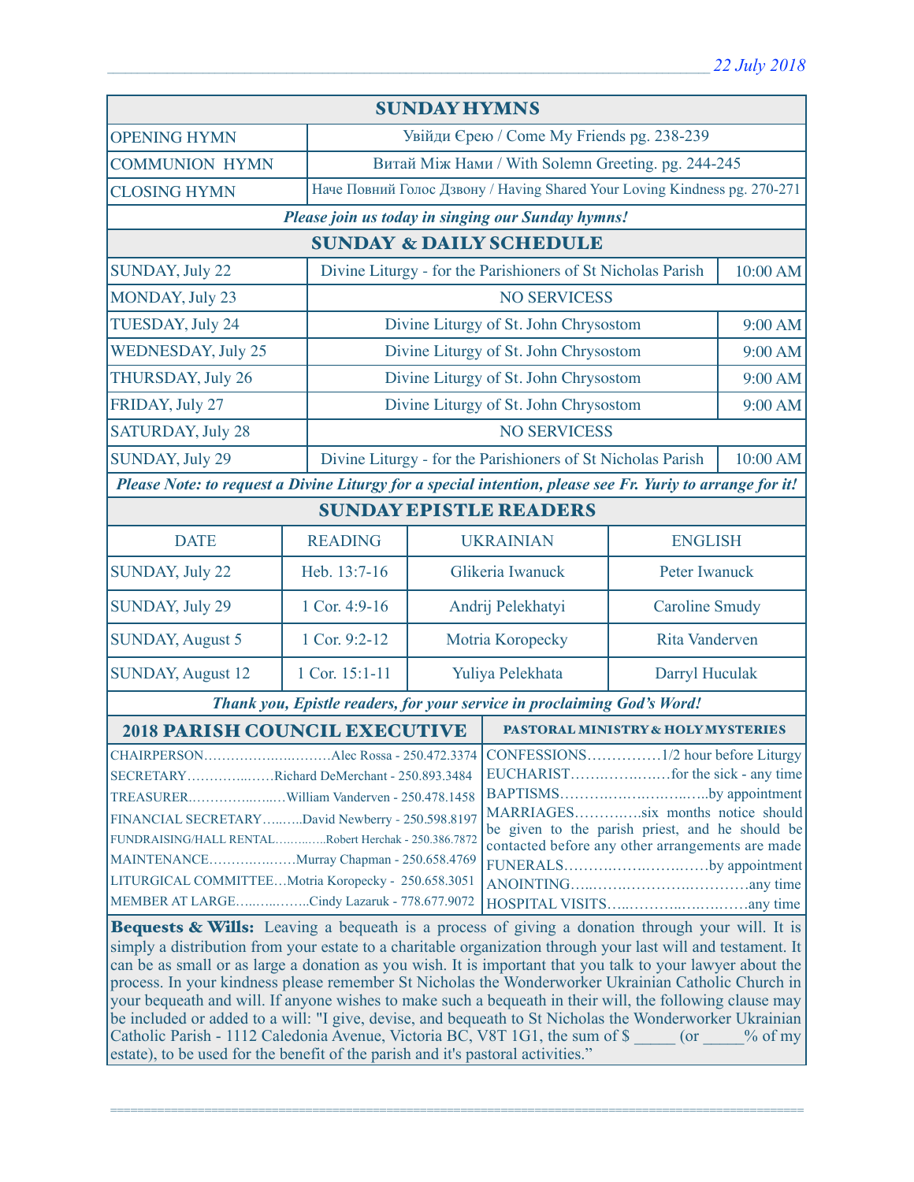22 July 2018

## SUNDAY HYMNS

| | |
|---|---|
| OPENING HYMN | Увійди Єрею / Come My Friends pg. 238-239 |
| COMMUNION HYMN | Витай Між Нами / With Solemn Greeting. pg. 244-245 |
| CLOSING HYMN | Наче Повний Голос Дзвону / Having Shared Your Loving Kindness pg. 270-271 |

***Please join us today in singing our Sunday hymns!***

## SUNDAY & DAILY SCHEDULE

| | | |
|---|---|---|
| SUNDAY, July 22 | Divine Liturgy - for the Parishioners of St Nicholas Parish | 10:00 AM |
| MONDAY, July 23 | NO SERVICESS | |
| TUESDAY, July 24 | Divine Liturgy of St. John Chrysostom | 9:00 AM |
| WEDNESDAY, July 25 | Divine Liturgy of St. John Chrysostom | 9:00 AM |
| THURSDAY, July 26 | Divine Liturgy of St. John Chrysostom | 9:00 AM |
| FRIDAY, July 27 | Divine Liturgy of St. John Chrysostom | 9:00 AM |
| SATURDAY, July 28 | NO SERVICESS | |
| SUNDAY, July 29 | Divine Liturgy - for the Parishioners of St Nicholas Parish | 10:00 AM |

***Please Note: to request a Divine Liturgy for a special intention, please see Fr. Yuriy to arrange for it!***

## SUNDAY EPISTLE READERS

| DATE | READING | UKRAINIAN | ENGLISH |
|---|---|---|---|
| SUNDAY, July 22 | Heb. 13:7-16 | Glikeria Iwanuck | Peter Iwanuck |
| SUNDAY, July 29 | 1 Cor. 4:9-16 | Andrij Pelekhatyi | Caroline Smudy |
| SUNDAY, August 5 | 1 Cor. 9:2-12 | Motria Koropecky | Rita Vanderven |
| SUNDAY, August 12 | 1 Cor. 15:1-11 | Yuliya Pelekhata | Darryl Huculak |

***Thank you, Epistle readers, for your service in proclaiming God's Word!***

## 2018 PARISH COUNCIL EXECUTIVE

- CHAIRPERSON……………………Alec Rossa - 250.472.3374
- SECRETARY……………Richard DeMerchant - 250.893.3484
- TREASURER……………………William Vanderven - 250.478.1458
- FINANCIAL SECRETARY……..David Newberry - 250.598.8197
- FUNDRAISING/HALL RENTAL…………Robert Herchak - 250.386.7872
- MAINTENANCE………………Murray Chapman - 250.658.4769
- LITURGICAL COMMITTEE…Motria Koropecky - 250.658.3051
- MEMBER AT LARGE……………Cindy Lazaruk - 778.677.9072

## PASTORAL MINISTRY & HOLY MYSTERIES

- CONFESSIONS……………1/2 hour before Liturgy
- EUCHARIST………………for the sick - any time
- BAPTISMS………………………by appointment
- MARRIAGES…………six months notice should be given to the parish priest, and he should be contacted before any other arrangements are made
- FUNERALS……………………by appointment
- ANOINTING……………………………any time
- HOSPITAL VISITS…………………………any time

**Bequests & Wills:** Leaving a bequeath is a process of giving a donation through your will. It is simply a distribution from your estate to a charitable organization through your last will and testament. It can be as small or as large a donation as you wish. It is important that you talk to your lawyer about the process. In your kindness please remember St Nicholas the Wonderworker Ukrainian Catholic Church in your bequeath and will. If anyone wishes to make such a bequeath in their will, the following clause may be included or added to a will: "I give, devise, and bequeath to St Nicholas the Wonderworker Ukrainian Catholic Parish - 1112 Caledonia Avenue, Victoria BC, V8T 1G1, the sum of $ _____ (or _____% of my estate), to be used for the benefit of the parish and it's pastoral activities."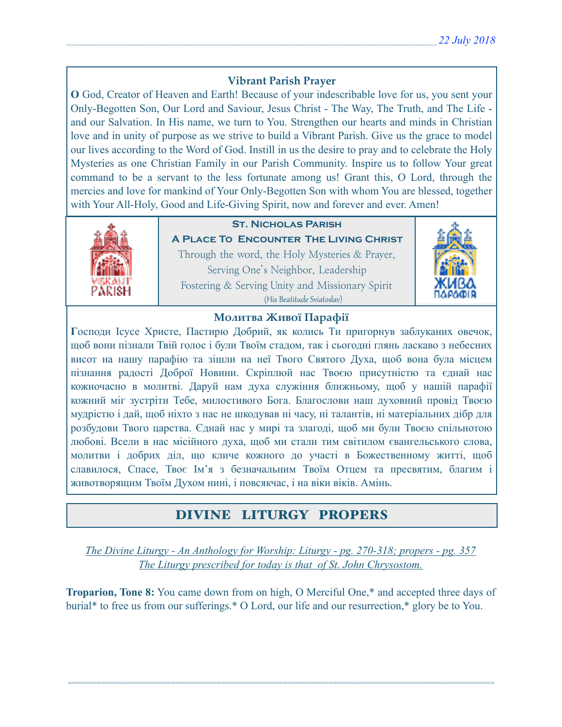### Vibrant Parish Prayer

**O** God, Creator of Heaven and Earth! Because of your indescribable love for us, you sent your Only-Begotten Son, Our Lord and Saviour, Jesus Christ - The Way, The Truth, and The Life - and our Salvation. In His name, we turn to You. Strengthen our hearts and minds in Christian love and in unity of purpose as we strive to build a Vibrant Parish. Give us the grace to model our lives according to the Word of God. Instill in us the desire to pray and to celebrate the Holy Mysteries as one Christian Family in our Parish Community. Inspire us to follow Your great command to be a servant to the less fortunate among us! Grant this, O Lord, through the mercies and love for mankind of Your Only-Begotten Son with whom You are blessed, together with Your All-Holy, Good and Life-Giving Spirit, now and forever and ever. Amen!

**St. Nicholas Parish**

**A Place To Encounter The Living Christ**

Through the word, the Holy Mysteries & Prayer,
Serving One's Neighbor, Leadership
Fostering & Serving Unity and Missionary Spirit
(His Beatitude Sviatoslav)

### Молитва Живої Парафії

**Г**осподи Ісусе Христе, Пастирю Добрий, як колись Ти пригорнув заблуканих овечок, щоб вони пізнали Твій голос і були Твоїм стадом, так і сьогодні глянь ласкаво з небесних висот на нашу парафію та зішли на неї Твого Святого Духа, щоб вона була місцем пізнання радості Доброї Новини. Скріплюй нас Твоєю присутністю та єднай нас кожночасно в молитві. Даруй нам духа служіння ближньому, щоб у нашій парафії кожний міг зустріти Тебе, милостивого Бога. Благослови наш духовний провід Твоєю мудрістю і дай, щоб ніхто з нас не шкодував ні часу, ні талантів, ні матеріальних дібр для розбудови Твого царства. Єднай нас у мирі та злагоді, щоб ми були Твоєю спільнотою любові. Всели в нас місійного духа, щоб ми стали тим світилом євангельського слова, молитви і добрих діл, що кличе кожного до участі в Божественному житті, щоб славилося, Спасе, Твоє Ім'я з безначальним Твоїм Отцем та пресвятим, благим і животворящим Твоїм Духом нині, і повсякчас, і на віки віків. Амінь.

## DIVINE LITURGY PROPERS

*The Divine Liturgy - An Anthology for Worship: Liturgy - pg. 270-318; propers - pg. 357*
*The Liturgy prescribed for today is that of St. John Chrysostom.*

**Troparion, Tone 8:** You came down from on high, O Merciful One,* and accepted three days of burial* to free us from our sufferings.* O Lord, our life and our resurrection,* glory be to You.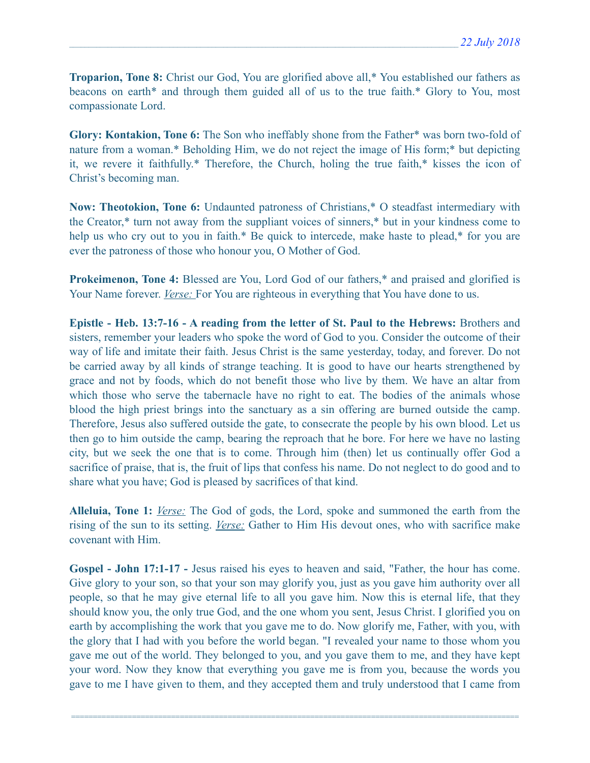**Troparion, Tone 8:** Christ our God, You are glorified above all,* You established our fathers as beacons on earth* and through them guided all of us to the true faith.* Glory to You, most compassionate Lord.

**Glory: Kontakion, Tone 6:** The Son who ineffably shone from the Father* was born two-fold of nature from a woman.* Beholding Him, we do not reject the image of His form;* but depicting it, we revere it faithfully.* Therefore, the Church, holing the true faith,* kisses the icon of Christ's becoming man.

**Now: Theotokion, Tone 6:** Undaunted patroness of Christians,* O steadfast intermediary with the Creator,* turn not away from the suppliant voices of sinners,* but in your kindness come to help us who cry out to you in faith.* Be quick to intercede, make haste to plead,* for you are ever the patroness of those who honour you, O Mother of God.

**Prokeimenon, Tone 4:** Blessed are You, Lord God of our fathers,* and praised and glorified is Your Name forever. *Verse:* For You are righteous in everything that You have done to us.

**Epistle - Heb. 13:7-16 - A reading from the letter of St. Paul to the Hebrews:** Brothers and sisters, remember your leaders who spoke the word of God to you. Consider the outcome of their way of life and imitate their faith. Jesus Christ is the same yesterday, today, and forever. Do not be carried away by all kinds of strange teaching. It is good to have our hearts strengthened by grace and not by foods, which do not benefit those who live by them. We have an altar from which those who serve the tabernacle have no right to eat. The bodies of the animals whose blood the high priest brings into the sanctuary as a sin offering are burned outside the camp. Therefore, Jesus also suffered outside the gate, to consecrate the people by his own blood. Let us then go to him outside the camp, bearing the reproach that he bore. For here we have no lasting city, but we seek the one that is to come. Through him (then) let us continually offer God a sacrifice of praise, that is, the fruit of lips that confess his name. Do not neglect to do good and to share what you have; God is pleased by sacrifices of that kind.

**Alleluia, Tone 1:** *Verse:* The God of gods, the Lord, spoke and summoned the earth from the rising of the sun to its setting. *Verse:* Gather to Him His devout ones, who with sacrifice make covenant with Him.

**Gospel - John 17:1-17 -** Jesus raised his eyes to heaven and said, "Father, the hour has come. Give glory to your son, so that your son may glorify you, just as you gave him authority over all people, so that he may give eternal life to all you gave him. Now this is eternal life, that they should know you, the only true God, and the one whom you sent, Jesus Christ. I glorified you on earth by accomplishing the work that you gave me to do. Now glorify me, Father, with you, with the glory that I had with you before the world began. "I revealed your name to those whom you gave me out of the world. They belonged to you, and you gave them to me, and they have kept your word. Now they know that everything you gave me is from you, because the words you gave to me I have given to them, and they accepted them and truly understood that I came from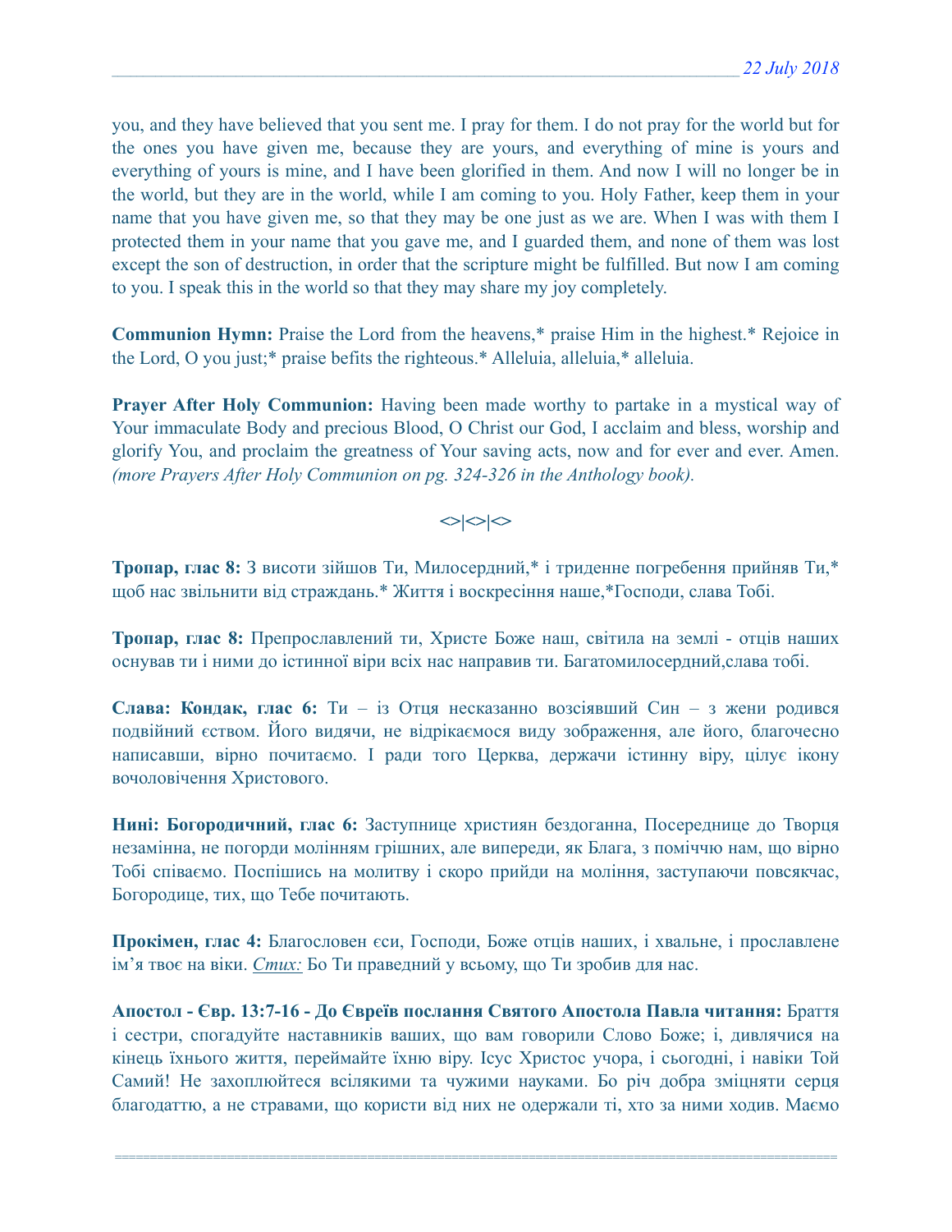you, and they have believed that you sent me. I pray for them. I do not pray for the world but for the ones you have given me, because they are yours, and everything of mine is yours and everything of yours is mine, and I have been glorified in them. And now I will no longer be in the world, but they are in the world, while I am coming to you. Holy Father, keep them in your name that you have given me, so that they may be one just as we are. When I was with them I protected them in your name that you gave me, and I guarded them, and none of them was lost except the son of destruction, in order that the scripture might be fulfilled. But now I am coming to you. I speak this in the world so that they may share my joy completely.

**Communion Hymn:** Praise the Lord from the heavens,* praise Him in the highest.* Rejoice in the Lord, O you just;* praise befits the righteous.* Alleluia, alleluia,* alleluia.

**Prayer After Holy Communion:** Having been made worthy to partake in a mystical way of Your immaculate Body and precious Blood, O Christ our God, I acclaim and bless, worship and glorify You, and proclaim the greatness of Your saving acts, now and for ever and ever. Amen. *(more Prayers After Holy Communion on pg. 324-326 in the Anthology book).*

<>|<>|<>

**Тропар, глас 8:** З висоти зійшов Ти, Милосердний,* і триденне погребення прийняв Ти,* щоб нас звільнити від страждань.* Життя і воскресіння наше,*Господи, слава Тобі.

**Тропар, глас 8:** Препрославлений ти, Христе Боже наш, світила на землі - отців наших оснував ти і ними до істинної віри всіх нас направив ти. Багатомилосердний,слава тобі.

**Слава: Кондак, глас 6:** Ти – із Отця несказанно возсіявший Син – з жени родився подвійний єством. Його видячи, не відрікаємося виду зображення, але його, благочесно написавши, вірно почитаємо. І ради того Церква, держачи істинну віру, цілує ікону вочоловічення Христового.

**Нині: Богородичний, глас 6:** Заступнице християн бездоганна, Посереднице до Творця незамінна, не погорди молінням грішних, але випереди, як Блага, з поміччю нам, що вірно Тобі співаємо. Поспішись на молитву і скоро прийди на моління, заступаючи повсякчас, Богородице, тих, що Тебе почитають.

**Прокімен, глас 4:** Благословен єси, Господи, Боже отців наших, і хвальне, і прославлене ім'я твоє на віки. *Стих:* Бо Ти праведний у всьому, що Ти зробив для нас.

**Апостол - Євр. 13:7-16 - До Євреїв послання Святого Апостола Павла читання:** Браття і сестри, спогадуйте наставників ваших, що вам говорили Слово Боже; і, дивлячися на кінець їхнього життя, переймайте їхню віру. Ісус Христос учора, і сьогодні, і навіки Той Самий! Не захоплюйтеся всілякими та чужими науками. Бо річ добра зміцняти серця благодаттю, а не стравами, що користи від них не одержали ті, хто за ними ходив. Маємо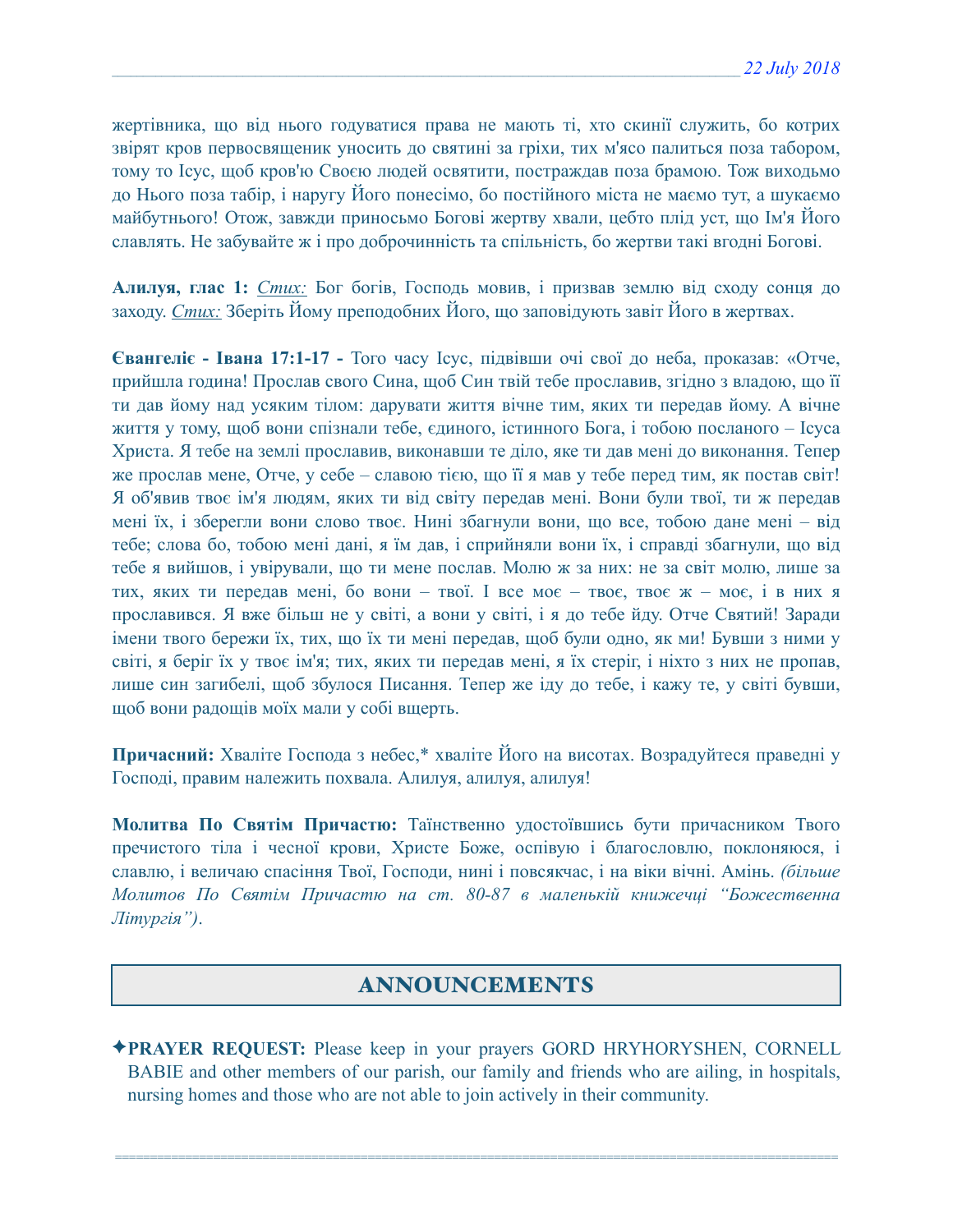жертівника, що від нього годуватися права не мають ті, хто скинії служить, бо котрих звірят кров первосвященик уносить до святині за гріхи, тих м'ясо палиться поза табором, тому то Ісус, щоб кров'ю Своєю людей освятити, постраждав поза брамою. Тож виходьмо до Нього поза табір, і наругу Його понесімо, бо постійного міста не маємо тут, а шукаємо майбутнього! Отож, завжди приносьмо Богові жертву хвали, цебто плід уст, що Ім'я Його славлять. Не забувайте ж і про доброчинність та спільність, бо жертви такі вгодні Богові.

**Алилуя, глас 1:** *Стих:* Бог богів, Господь мовив, і призвав землю від сходу сонця до заходу. *Стих:* Зберіть Йому преподобних Його, що заповідують завіт Його в жертвах.

**Євангеліє - Івана 17:1-17 -** Того часу Ісус, підвівши очі свої до неба, проказав: «Отче, прийшла година! Прослав свого Сина, щоб Син твій тебе прославив, згідно з владою, що її ти дав йому над усяким тілом: дарувати життя вічне тим, яких ти передав йому. А вічне життя у тому, щоб вони спізнали тебе, єдиного, істинного Бога, і тобою посланого – Ісуса Христа. Я тебе на землі прославив, виконавши те діло, яке ти дав мені до виконання. Тепер же прослав мене, Отче, у себе – славою тією, що її я мав у тебе перед тим, як постав світ! Я об'явив твоє ім'я людям, яких ти від світу передав мені. Вони були твої, ти ж передав мені їх, і зберегли вони слово твоє. Нині збагнули вони, що все, тобою дане мені – від тебе; слова бо, тобою мені дані, я їм дав, і сприйняли вони їх, і справді збагнули, що від тебе я вийшов, і увірували, що ти мене послав. Молю ж за них: не за світ молю, лише за тих, яких ти передав мені, бо вони – твої. І все моє – твоє, твоє ж – моє, і в них я прославився. Я вже більш не у світі, а вони у світі, і я до тебе йду. Отче Святий! Заради імени твого бережи їх, тих, що їх ти мені передав, щоб були одно, як ми! Бувши з ними у світі, я беріг їх у твоє ім'я; тих, яких ти передав мені, я їх стеріг, і ніхто з них не пропав, лише син загибелі, щоб збулося Писання. Тепер же іду до тебе, і кажу те, у світі бувши, щоб вони радощів моїх мали у собі вщерть.

**Причасний:** Хваліте Господа з небес,* хваліте Його на висотах. Возрадуйтеся праведні у Господі, правим належить похвала. Алилуя, алилуя, алилуя!

**Молитва По Святім Причастю:** Таїнственно удостоївшись бути причасником Твого пречистого тіла і чесної крови, Христе Боже, оспівую і благословлю, поклоняюся, і славлю, і величаю спасіння Твої, Господи, нині і повсякчас, і на віки вічні. Амінь. *(більше Молитов По Святім Причастю на ст. 80-87 в маленькій книжечці "Божественна Літургія").*

## ANNOUNCEMENTS

✦**PRAYER REQUEST:** Please keep in your prayers GORD HRYHORYSHEN, CORNELL BABIE and other members of our parish, our family and friends who are ailing, in hospitals, nursing homes and those who are not able to join actively in their community.

===============================================================================================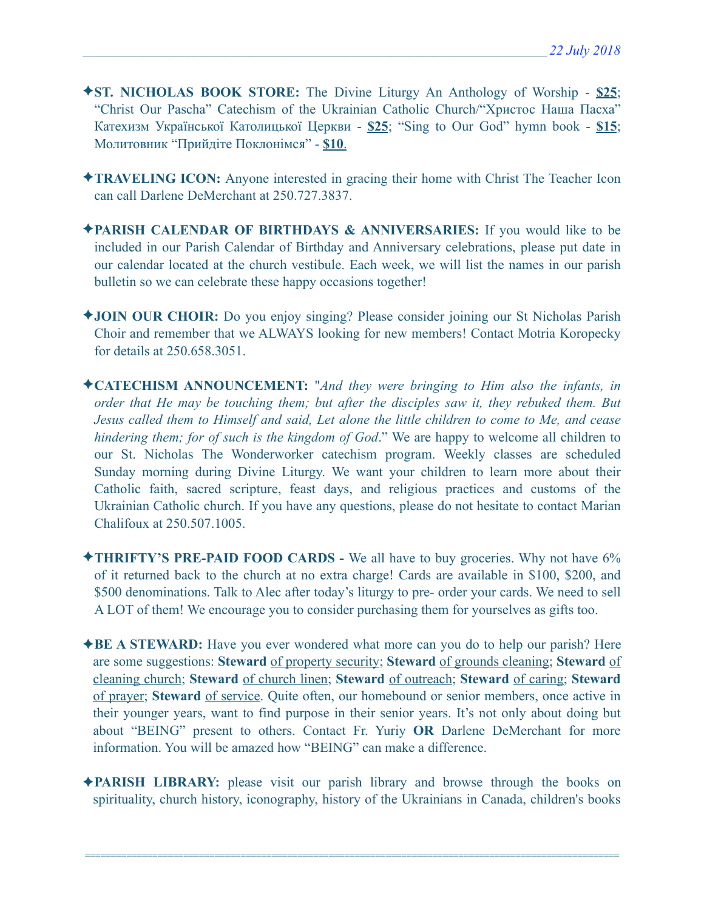✦**ST. NICHOLAS BOOK STORE:** The Divine Liturgy An Anthology of Worship - **$25**; "Christ Our Pascha" Catechism of the Ukrainian Catholic Church/"Христос Наша Пасха" Катехизм Української Католицької Церкви - **$25**; "Sing to Our God" hymn book - **$15**; Молитовник "Прийдіте Поклонімся" - **$10**.

✦**TRAVELING ICON:** Anyone interested in gracing their home with Christ The Teacher Icon can call Darlene DeMerchant at 250.727.3837.

✦**PARISH CALENDAR OF BIRTHDAYS & ANNIVERSARIES:** If you would like to be included in our Parish Calendar of Birthday and Anniversary celebrations, please put date in our calendar located at the church vestibule. Each week, we will list the names in our parish bulletin so we can celebrate these happy occasions together!

✦**JOIN OUR CHOIR:** Do you enjoy singing? Please consider joining our St Nicholas Parish Choir and remember that we ALWAYS looking for new members! Contact Motria Koropecky for details at 250.658.3051.

✦**CATECHISM ANNOUNCEMENT:** "*And they were bringing to Him also the infants, in order that He may be touching them; but after the disciples saw it, they rebuked them. But Jesus called them to Himself and said, Let alone the little children to come to Me, and cease hindering them; for of such is the kingdom of God*." We are happy to welcome all children to our St. Nicholas The Wonderworker catechism program. Weekly classes are scheduled Sunday morning during Divine Liturgy. We want your children to learn more about their Catholic faith, sacred scripture, feast days, and religious practices and customs of the Ukrainian Catholic church. If you have any questions, please do not hesitate to contact Marian Chalifoux at 250.507.1005.

✦**THRIFTY'S PRE-PAID FOOD CARDS -** We all have to buy groceries. Why not have 6% of it returned back to the church at no extra charge! Cards are available in $100, $200, and $500 denominations. Talk to Alec after today's liturgy to pre- order your cards. We need to sell A LOT of them! We encourage you to consider purchasing them for yourselves as gifts too.

✦**BE A STEWARD:** Have you ever wondered what more can you do to help our parish? Here are some suggestions: **Steward** of property security; **Steward** of grounds cleaning; **Steward** of cleaning church; **Steward** of church linen; **Steward** of outreach; **Steward** of caring; **Steward** of prayer; **Steward** of service. Quite often, our homebound or senior members, once active in their younger years, want to find purpose in their senior years. It's not only about doing but about "BEING" present to others. Contact Fr. Yuriy **OR** Darlene DeMerchant for more information. You will be amazed how "BEING" can make a difference.

✦**PARISH LIBRARY:** please visit our parish library and browse through the books on spirituality, church history, iconography, history of the Ukrainians in Canada, children's books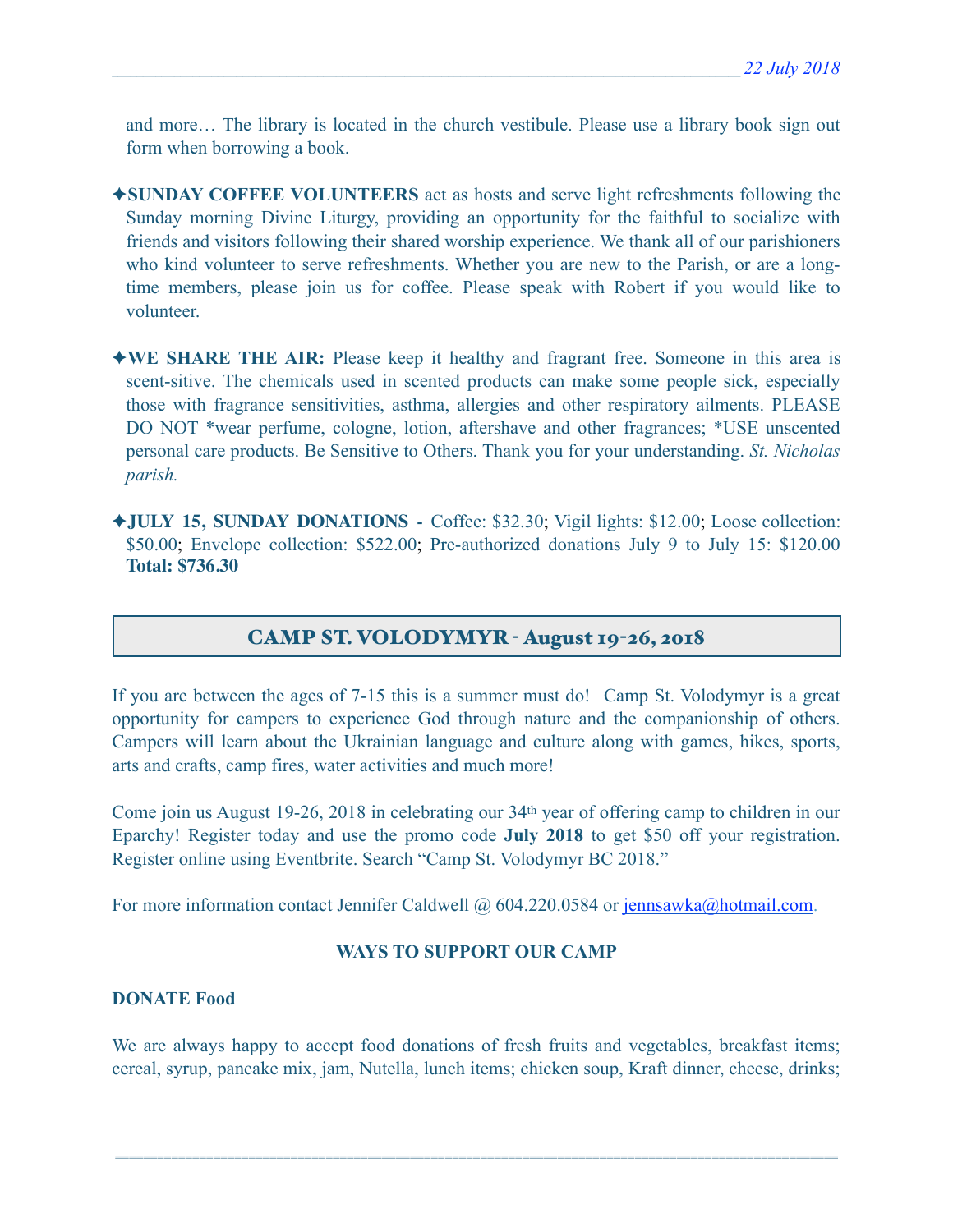and more… The library is located in the church vestibule. Please use a library book sign out form when borrowing a book.

✦**SUNDAY COFFEE VOLUNTEERS** act as hosts and serve light refreshments following the Sunday morning Divine Liturgy, providing an opportunity for the faithful to socialize with friends and visitors following their shared worship experience. We thank all of our parishioners who kind volunteer to serve refreshments. Whether you are new to the Parish, or are a long-time members, please join us for coffee. Please speak with Robert if you would like to volunteer.

✦**WE SHARE THE AIR:** Please keep it healthy and fragrant free. Someone in this area is scent-sitive. The chemicals used in scented products can make some people sick, especially those with fragrance sensitivities, asthma, allergies and other respiratory ailments. PLEASE DO NOT *wear perfume, cologne, lotion, aftershave and other fragrances; *USE unscented personal care products. Be Sensitive to Others. Thank you for your understanding. *St. Nicholas parish.*

✦**JULY 15, SUNDAY DONATIONS -** Coffee: $32.30; Vigil lights: $12.00; Loose collection: $50.00; Envelope collection: $522.00; Pre-authorized donations July 9 to July 15: $120.00 **Total: $736.30**

## CAMP ST. VOLODYMYR - August 19-26, 2018

If you are between the ages of 7-15 this is a summer must do! Camp St. Volodymyr is a great opportunity for campers to experience God through nature and the companionship of others. Campers will learn about the Ukrainian language and culture along with games, hikes, sports, arts and crafts, camp fires, water activities and much more!

Come join us August 19-26, 2018 in celebrating our 34th year of offering camp to children in our Eparchy! Register today and use the promo code **July 2018** to get $50 off your registration. Register online using Eventbrite. Search “Camp St. Volodymyr BC 2018.”

For more information contact Jennifer Caldwell @ 604.220.0584 or jennsawka@hotmail.com.

### WAYS TO SUPPORT OUR CAMP

**DONATE Food**

We are always happy to accept food donations of fresh fruits and vegetables, breakfast items; cereal, syrup, pancake mix, jam, Nutella, lunch items; chicken soup, Kraft dinner, cheese, drinks;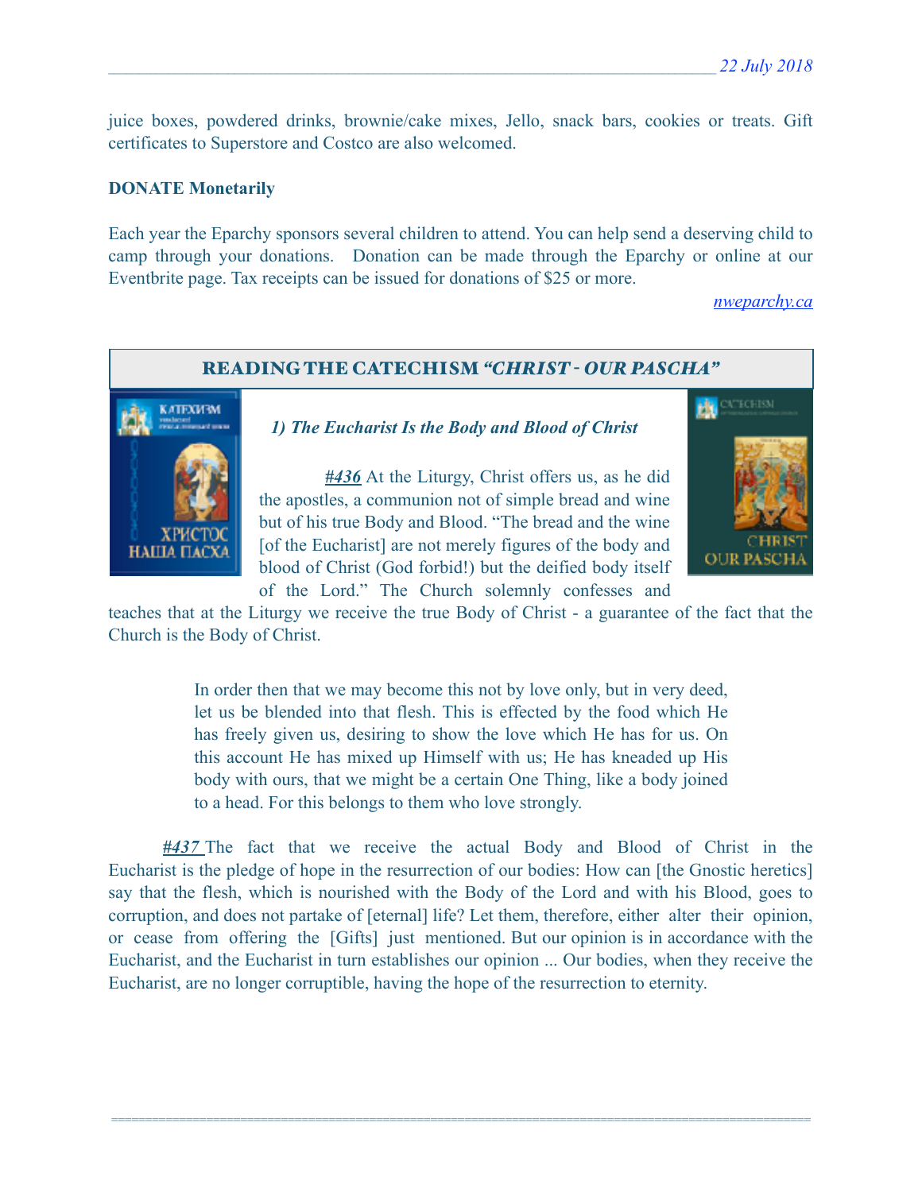juice boxes, powdered drinks, brownie/cake mixes, Jello, snack bars, cookies or treats. Gift certificates to Superstore and Costco are also welcomed.

**DONATE Monetarily**

Each year the Eparchy sponsors several children to attend. You can help send a deserving child to camp through your donations. Donation can be made through the Eparchy or online at our Eventbrite page. Tax receipts can be issued for donations of $25 or more.

*nweparchy.ca*

## READING THE CATECHISM *"CHRIST - OUR PASCHA"*

***1) The Eucharist Is the Body and Blood of Christ***

***#436*** At the Liturgy, Christ offers us, as he did the apostles, a communion not of simple bread and wine but of his true Body and Blood. "The bread and the wine [of the Eucharist] are not merely figures of the body and blood of Christ (God forbid!) but the deified body itself of the Lord." The Church solemnly confesses and teaches that at the Liturgy we receive the true Body of Christ - a guarantee of the fact that the Church is the Body of Christ.

> In order then that we may become this not by love only, but in very deed, let us be blended into that flesh. This is effected by the food which He has freely given us, desiring to show the love which He has for us. On this account He has mixed up Himself with us; He has kneaded up His body with ours, that we might be a certain One Thing, like a body joined to a head. For this belongs to them who love strongly.

***#437*** The fact that we receive the actual Body and Blood of Christ in the Eucharist is the pledge of hope in the resurrection of our bodies: How can [the Gnostic heretics] say that the flesh, which is nourished with the Body of the Lord and with his Blood, goes to corruption, and does not partake of [eternal] life? Let them, therefore, either alter their opinion, or cease from offering the [Gifts] just mentioned. But our opinion is in accordance with the Eucharist, and the Eucharist in turn establishes our opinion ... Our bodies, when they receive the Eucharist, are no longer corruptible, having the hope of the resurrection to eternity.